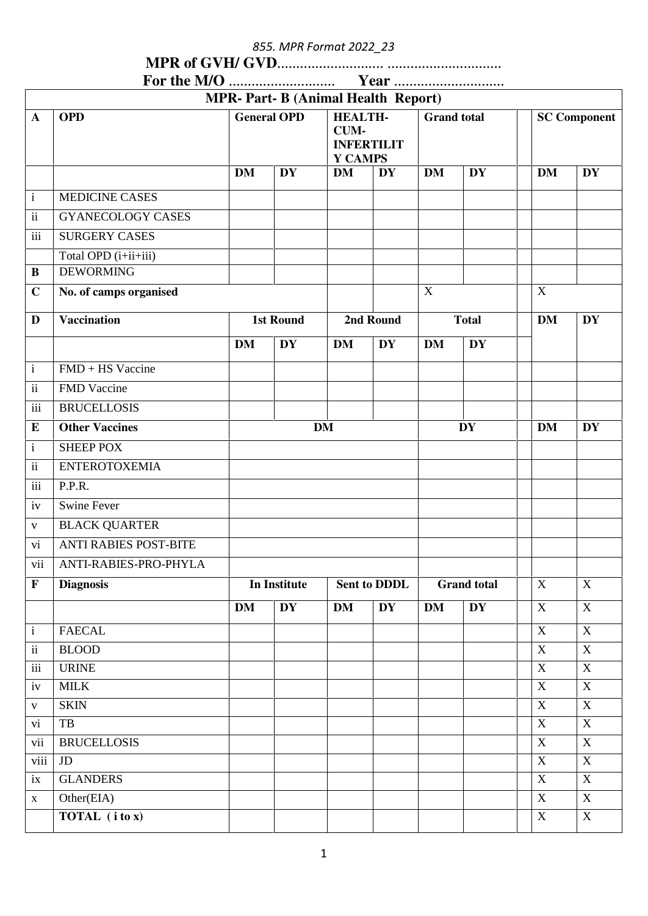*855. MPR Format 2022_23*

**MPR of GVH/ GVD**........................... ..............................

**For the M/O** ............................ **Year** .............................

| **MPR- Part- B (Animal Health Report)** | | | | | | | | | | |
|---|---|---|---|---|---|---|---|---|---|---|
| **A** | **OPD** | **General OPD** | | **HEALTH-CUM-INFERTILITY CAMPS** | | **Grand total** | | | **SC Component** | |
| | | **DM** | **DY** | **DM** | **DY** | **DM** | **DY** | | **DM** | **DY** |
| i | MEDICINE CASES | | | | | | | | | |
| ii | GYANECOLOGY CASES | | | | | | | | | |
| iii | SURGERY CASES | | | | | | | | | |
| | Total OPD (i+ii+iii) | | | | | | | | | |
| **B** | DEWORMING | | | | | | | | | |
| **C** | **No. of camps organised** | | | | | X | | | X | |
| **D** | **Vaccination** | **1st Round** | | **2nd Round** | | **Total** | | | **DM** | **DY** |
| | | **DM** | **DY** | **DM** | **DY** | **DM** | **DY** | | | |
| i | FMD + HS Vaccine | | | | | | | | | |
| ii | FMD Vaccine | | | | | | | | | |
| iii | BRUCELLOSIS | | | | | | | | | |
| **E** | **Other Vaccines** | **DM** | | | | **DY** | | | **DM** | **DY** |
| i | SHEEP POX | | | | | | | | | |
| ii | ENTEROTOXEMIA | | | | | | | | | |
| iii | P.P.R. | | | | | | | | | |
| iv | Swine Fever | | | | | | | | | |
| v | BLACK QUARTER | | | | | | | | | |
| vi | ANTI RABIES POST-BITE | | | | | | | | | |
| vii | ANTI-RABIES-PRO-PHYLA | | | | | | | | | |
| **F** | **Diagnosis** | **In Institute** | | **Sent to DDDL** | | **Grand total** | | | X | X |
| | | **DM** | **DY** | **DM** | **DY** | **DM** | **DY** | | X | X |
| i | FAECAL | | | | | | | | X | X |
| ii | BLOOD | | | | | | | | X | X |
| iii | URINE | | | | | | | | X | X |
| iv | MILK | | | | | | | | X | X |
| v | SKIN | | | | | | | | X | X |
| vi | TB | | | | | | | | X | X |
| vii | BRUCELLOSIS | | | | | | | | X | X |
| viii | JD | | | | | | | | X | X |
| ix | GLANDERS | | | | | | | | X | X |
| x | Other(EIA) | | | | | | | | X | X |
| | **TOTAL ( i to x)** | | | | | | | | X | X |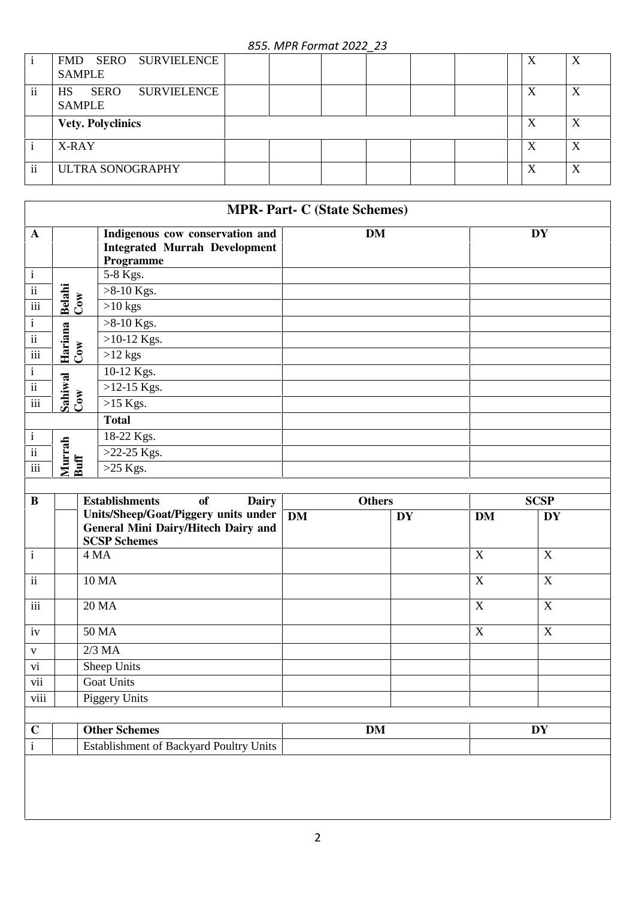| | | | | | | | | | |
|---|---|---|---|---|---|---|---|---|---|
| i | FMD SERO SURVIELENCE SAMPLE | | | | | | | X | X |
| ii | HS SERO SURVIELENCE SAMPLE | | | | | | | X | X |
| | **Vety. Polyclinics** | | | | | | | X | X |
| i | X-RAY | | | | | | | X | X |
| ii | ULTRA SONOGRAPHY | | | | | | | X | X |

## MPR- Part- C (State Schemes)

| | | | | |
|---|---|---|---|---|
| **A** | | **Indigenous cow conservation and Integrated Murrah Development Programme** | **DM** | **DY** |
| i | Belahi Cow | 5-8 Kgs. | | |
| ii | | >8-10 Kgs. | | |
| iii | | >10 kgs | | |
| i | Hariana Cow | >8-10 Kgs. | | |
| ii | | >10-12 Kgs. | | |
| iii | | >12 kgs | | |
| i | Sahiwal Cow | 10-12 Kgs. | | |
| ii | | >12-15 Kgs. | | |
| iii | | >15 Kgs. | | |
| | | **Total** | | |
| i | Murrah Buff | 18-22 Kgs. | | |
| ii | | >22-25 Kgs. | | |
| iii | | >25 Kgs. | | |

| | | | | | | |
|---|---|---|---|---|---|---|
| **B** | | **Establishments of Dairy Units/Sheep/Goat/Piggery units under General Mini Dairy/Hitech Dairy and SCSP Schemes** | **Others** | | **SCSP** | |
| | | | **DM** | **DY** | **DM** | **DY** |
| i | | 4 MA | | | X | X |
| ii | | 10 MA | | | X | X |
| iii | | 20 MA | | | X | X |
| iv | | 50 MA | | | X | X |
| v | | 2/3 MA | | | | |
| vi | | Sheep Units | | | | |
| vii | | Goat Units | | | | |
| viii | | Piggery Units | | | | |

| | | | | |
|---|---|---|---|---|
| **C** | | **Other Schemes** | **DM** | **DY** |
| i | | Establishment of Backyard Poultry Units | | |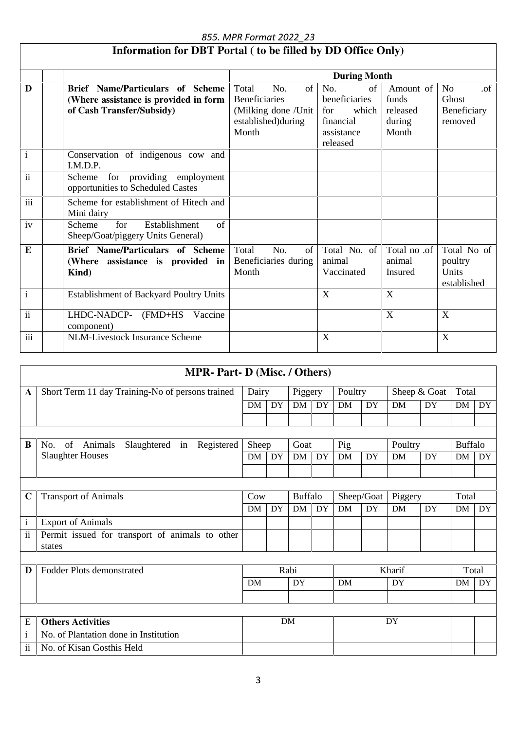*855. MPR Format 2022_23*

## Information for DBT Portal ( to be filled by DD Office Only)

| | | | During Month | | | |
|---|---|---|---|---|---|---|
| **D** | | **Brief Name/Particulars of Scheme (Where assistance is provided in form of Cash Transfer/Subsidy)** | Total No. of Beneficiaries (Milking done /Unit established)during Month | No. of beneficiaries for which financial assistance released | Amount of funds released during Month | No .of Ghost Beneficiary removed |
| i | | Conservation of indigenous cow and I.M.D.P. | | | | |
| ii | | Scheme for providing employment opportunities to Scheduled Castes | | | | |
| iii | | Scheme for establishment of Hitech and Mini dairy | | | | |
| iv | | Scheme for Establishment of Sheep/Goat/piggery Units General) | | | | |
| **E** | | **Brief Name/Particulars of Scheme (Where assistance is provided in Kind)** | Total No. of Beneficiaries during Month | Total No. of animal Vaccinated | Total no .of animal Insured | Total No of poultry Units established |
| i | | Establishment of Backyard Poultry Units | | X | X | |
| ii | | LHDC-NADCP- (FMD+HS Vaccine component) | | | X | X |
| iii | | NLM-Livestock Insurance Scheme | | X | | X |

## MPR- Part- D (Misc. / Others)

| | | | | | | | | | | | |
|---|---|---|---|---|---|---|---|---|---|---|---|
| **A** | Short Term 11 day Training-No of persons trained | Dairy | | Piggery | | Poultry | | Sheep & Goat | | Total | |
| | | DM | DY | DM | DY | DM | DY | DM | DY | DM | DY |
| | | | | | | | | | | | |
| **B** | No. of Animals Slaughtered in Registered Slaughter Houses | Sheep | | Goat | | Pig | | Poultry | | Buffalo | |
| | | DM | DY | DM | DY | DM | DY | DM | DY | DM | DY |
| | | | | | | | | | | | |
| **C** | Transport of Animals | Cow | | Buffalo | | Sheep/Goat | | Piggery | | Total | |
| | | DM | DY | DM | DY | DM | DY | DM | DY | DM | DY |
| i | Export of Animals | | | | | | | | | | |
| ii | Permit issued for transport of animals to other states | | | | | | | | | | |
| **D** | Fodder Plots demonstrated | Rabi | | | | Kharif | | | | Total | |
| | | DM | | DY | | DM | | DY | | DM | DY |
| | | | | | | | | | | | |
| E | **Others Activities** | DM | | | | DY | | | | | |
| i | No. of Plantation done in Institution | | | | | | | | | | |
| ii | No. of Kisan Gosthis Held | | | | | | | | | | |